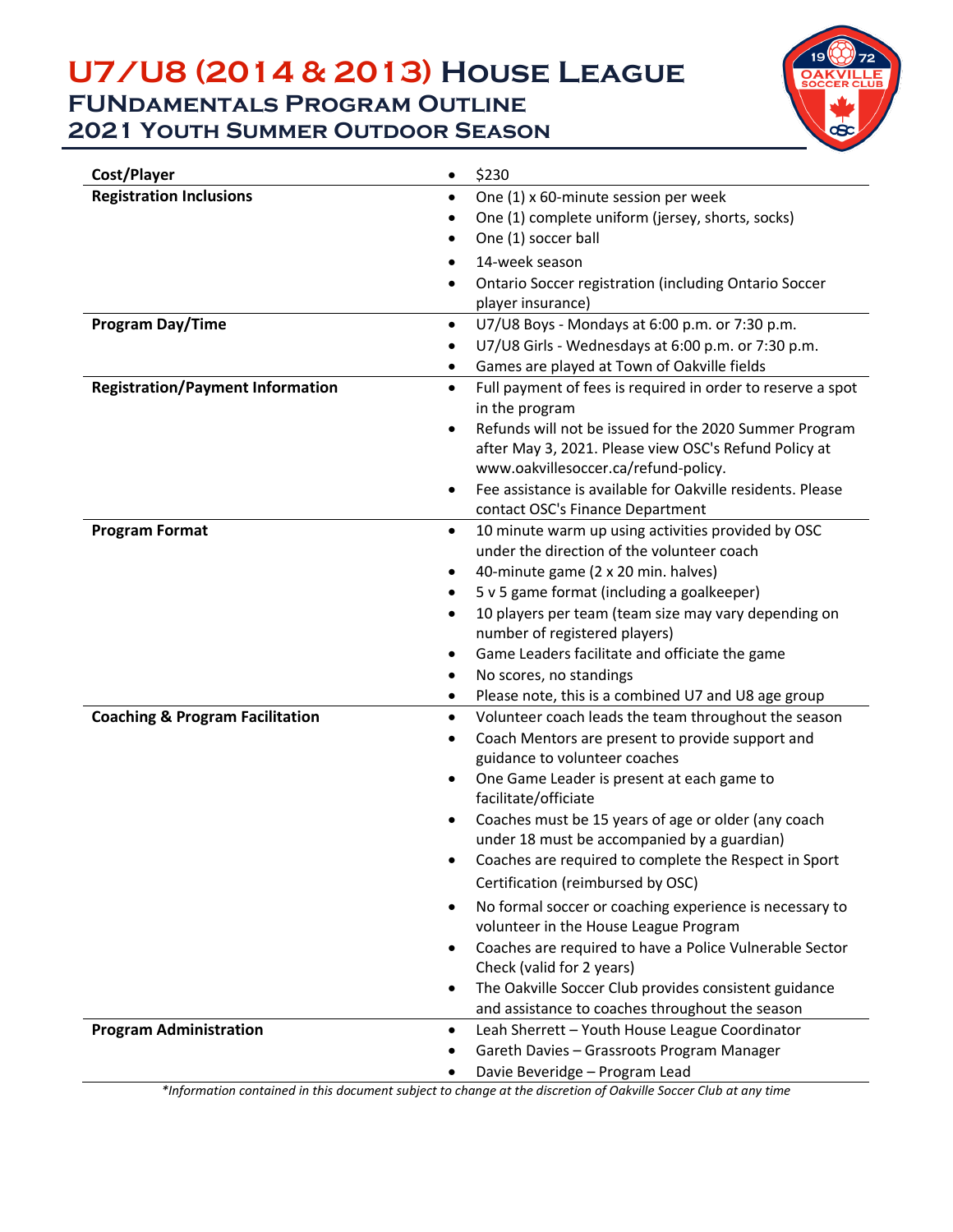# U7/U8 (2014 & 2013) House League

## FUNdamentals Program Outline

## 2021 Youth Summer Outdoor Season

| | |
|---|---|
| **Cost/Player** | • $230 |
| **Registration Inclusions** | • One (1) x 60-minute session per week<br>• One (1) complete uniform (jersey, shorts, socks)<br>• One (1) soccer ball<br>• 14-week season<br>• Ontario Soccer registration (including Ontario Soccer player insurance) |
| **Program Day/Time** | • U7/U8 Boys - Mondays at 6:00 p.m. or 7:30 p.m.<br>• U7/U8 Girls - Wednesdays at 6:00 p.m. or 7:30 p.m.<br>• Games are played at Town of Oakville fields |
| **Registration/Payment Information** | • Full payment of fees is required in order to reserve a spot in the program<br>• Refunds will not be issued for the 2020 Summer Program after May 3, 2021. Please view OSC's Refund Policy at www.oakvillesoccer.ca/refund-policy.<br>• Fee assistance is available for Oakville residents. Please contact OSC's Finance Department |
| **Program Format** | • 10 minute warm up using activities provided by OSC under the direction of the volunteer coach<br>• 40-minute game (2 x 20 min. halves)<br>• 5 v 5 game format (including a goalkeeper)<br>• 10 players per team (team size may vary depending on number of registered players)<br>• Game Leaders facilitate and officiate the game<br>• No scores, no standings<br>• Please note, this is a combined U7 and U8 age group |
| **Coaching & Program Facilitation** | • Volunteer coach leads the team throughout the season<br>• Coach Mentors are present to provide support and guidance to volunteer coaches<br>• One Game Leader is present at each game to facilitate/officiate<br>• Coaches must be 15 years of age or older (any coach under 18 must be accompanied by a guardian)<br>• Coaches are required to complete the Respect in Sport Certification (reimbursed by OSC)<br>• No formal soccer or coaching experience is necessary to volunteer in the House League Program<br>• Coaches are required to have a Police Vulnerable Sector Check (valid for 2 years)<br>• The Oakville Soccer Club provides consistent guidance and assistance to coaches throughout the season |
| **Program Administration** | • Leah Sherrett – Youth House League Coordinator<br>• Gareth Davies – Grassroots Program Manager<br>• Davie Beveridge – Program Lead |

*\*Information contained in this document subject to change at the discretion of Oakville Soccer Club at any time*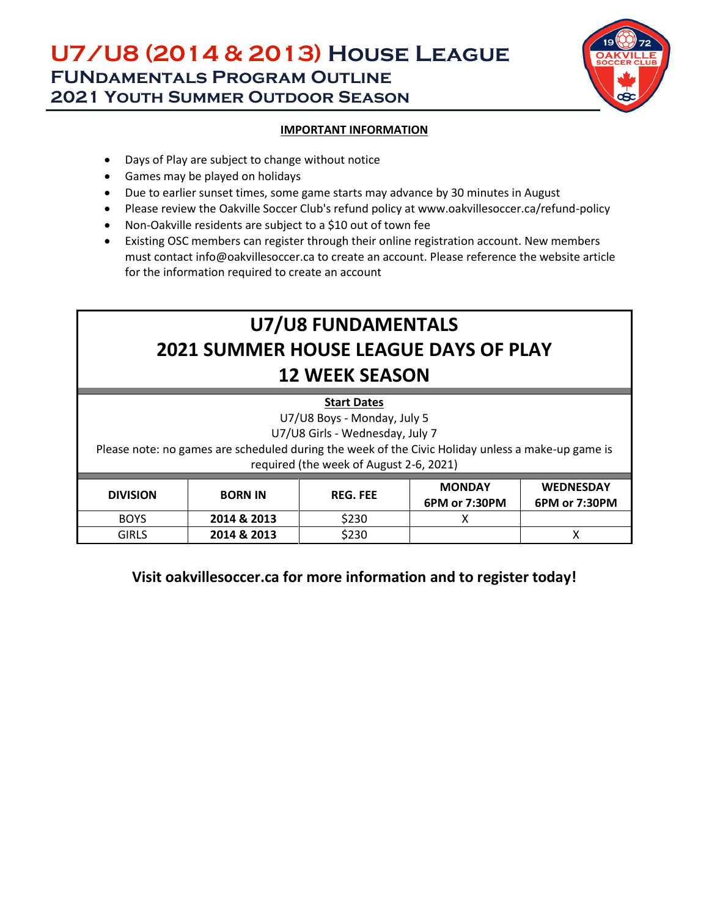# U7/U8 (2014 & 2013) House League

## FUNdamentals Program Outline

## 2021 Youth Summer Outdoor Season

**IMPORTANT INFORMATION**

- Days of Play are subject to change without notice
- Games may be played on holidays
- Due to earlier sunset times, some game starts may advance by 30 minutes in August
- Please review the Oakville Soccer Club's refund policy at www.oakvillesoccer.ca/refund-policy
- Non-Oakville residents are subject to a $10 out of town fee
- Existing OSC members can register through their online registration account. New members must contact info@oakvillesoccer.ca to create an account. Please reference the website article for the information required to create an account

## U7/U8 FUNDAMENTALS
## 2021 SUMMER HOUSE LEAGUE DAYS OF PLAY
## 12 WEEK SEASON

**Start Dates**

U7/U8 Boys - Monday, July 5

U7/U8 Girls - Wednesday, July 7

Please note: no games are scheduled during the week of the Civic Holiday unless a make-up game is required (the week of August 2-6, 2021)

| DIVISION | BORN IN | REG. FEE | MONDAY 6PM or 7:30PM | WEDNESDAY 6PM or 7:30PM |
|---|---|---|---|---|
| BOYS | **2014 & 2013** | $230 | X | |
| GIRLS | **2014 & 2013** | $230 | | X |

**Visit oakvillesoccer.ca for more information and to register today!**